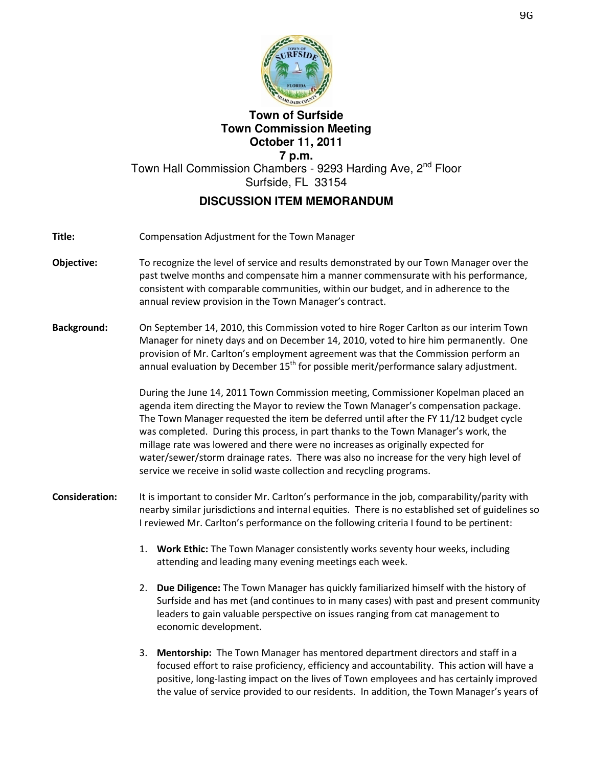# Town of Surfside
## Town Commission Meeting
## October 11, 2011
## 7 p.m.

Town Hall Commission Chambers - 9293 Harding Ave, 2nd Floor
Surfside, FL 33154

## DISCUSSION ITEM MEMORANDUM

**Title:** Compensation Adjustment for the Town Manager

**Objective:** To recognize the level of service and results demonstrated by our Town Manager over the past twelve months and compensate him a manner commensurate with his performance, consistent with comparable communities, within our budget, and in adherence to the annual review provision in the Town Manager's contract.

**Background:** On September 14, 2010, this Commission voted to hire Roger Carlton as our interim Town Manager for ninety days and on December 14, 2010, voted to hire him permanently. One provision of Mr. Carlton's employment agreement was that the Commission perform an annual evaluation by December 15th for possible merit/performance salary adjustment.

During the June 14, 2011 Town Commission meeting, Commissioner Kopelman placed an agenda item directing the Mayor to review the Town Manager's compensation package. The Town Manager requested the item be deferred until after the FY 11/12 budget cycle was completed. During this process, in part thanks to the Town Manager's work, the millage rate was lowered and there were no increases as originally expected for water/sewer/storm drainage rates. There was also no increase for the very high level of service we receive in solid waste collection and recycling programs.

**Consideration:** It is important to consider Mr. Carlton's performance in the job, comparability/parity with nearby similar jurisdictions and internal equities. There is no established set of guidelines so I reviewed Mr. Carlton's performance on the following criteria I found to be pertinent:

1. **Work Ethic:** The Town Manager consistently works seventy hour weeks, including attending and leading many evening meetings each week.

2. **Due Diligence:** The Town Manager has quickly familiarized himself with the history of Surfside and has met (and continues to in many cases) with past and present community leaders to gain valuable perspective on issues ranging from cat management to economic development.

3. **Mentorship:** The Town Manager has mentored department directors and staff in a focused effort to raise proficiency, efficiency and accountability. This action will have a positive, long-lasting impact on the lives of Town employees and has certainly improved the value of service provided to our residents. In addition, the Town Manager's years of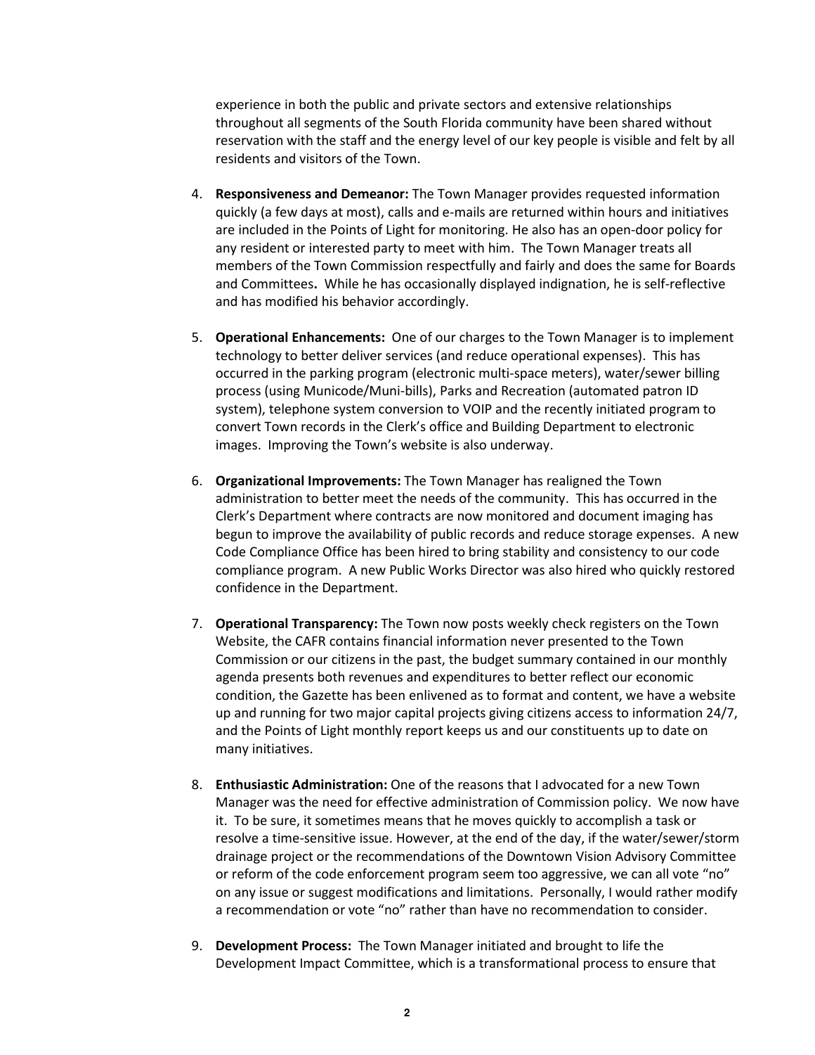experience in both the public and private sectors and extensive relationships throughout all segments of the South Florida community have been shared without reservation with the staff and the energy level of our key people is visible and felt by all residents and visitors of the Town.

4. **Responsiveness and Demeanor:** The Town Manager provides requested information quickly (a few days at most), calls and e-mails are returned within hours and initiatives are included in the Points of Light for monitoring. He also has an open-door policy for any resident or interested party to meet with him. The Town Manager treats all members of the Town Commission respectfully and fairly and does the same for Boards and Committees**.** While he has occasionally displayed indignation, he is self-reflective and has modified his behavior accordingly.

5. **Operational Enhancements:** One of our charges to the Town Manager is to implement technology to better deliver services (and reduce operational expenses). This has occurred in the parking program (electronic multi-space meters), water/sewer billing process (using Municode/Muni-bills), Parks and Recreation (automated patron ID system), telephone system conversion to VOIP and the recently initiated program to convert Town records in the Clerk's office and Building Department to electronic images. Improving the Town's website is also underway.

6. **Organizational Improvements:** The Town Manager has realigned the Town administration to better meet the needs of the community. This has occurred in the Clerk's Department where contracts are now monitored and document imaging has begun to improve the availability of public records and reduce storage expenses. A new Code Compliance Office has been hired to bring stability and consistency to our code compliance program. A new Public Works Director was also hired who quickly restored confidence in the Department.

7. **Operational Transparency:** The Town now posts weekly check registers on the Town Website, the CAFR contains financial information never presented to the Town Commission or our citizens in the past, the budget summary contained in our monthly agenda presents both revenues and expenditures to better reflect our economic condition, the Gazette has been enlivened as to format and content, we have a website up and running for two major capital projects giving citizens access to information 24/7, and the Points of Light monthly report keeps us and our constituents up to date on many initiatives.

8. **Enthusiastic Administration:** One of the reasons that I advocated for a new Town Manager was the need for effective administration of Commission policy. We now have it. To be sure, it sometimes means that he moves quickly to accomplish a task or resolve a time-sensitive issue. However, at the end of the day, if the water/sewer/storm drainage project or the recommendations of the Downtown Vision Advisory Committee or reform of the code enforcement program seem too aggressive, we can all vote "no" on any issue or suggest modifications and limitations. Personally, I would rather modify a recommendation or vote "no" rather than have no recommendation to consider.

9. **Development Process:** The Town Manager initiated and brought to life the Development Impact Committee, which is a transformational process to ensure that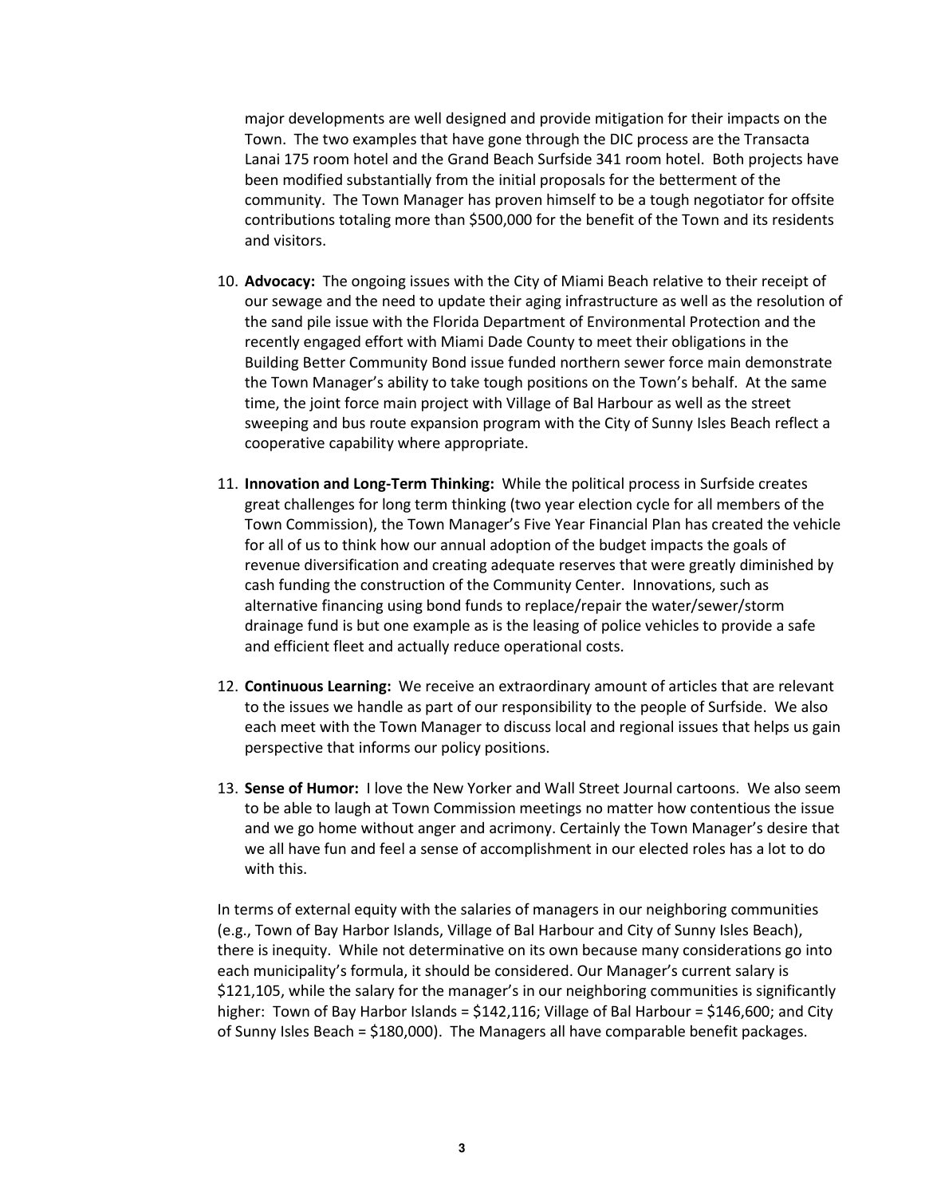major developments are well designed and provide mitigation for their impacts on the Town. The two examples that have gone through the DIC process are the Transacta Lanai 175 room hotel and the Grand Beach Surfside 341 room hotel. Both projects have been modified substantially from the initial proposals for the betterment of the community. The Town Manager has proven himself to be a tough negotiator for offsite contributions totaling more than $500,000 for the benefit of the Town and its residents and visitors.

10. **Advocacy:** The ongoing issues with the City of Miami Beach relative to their receipt of our sewage and the need to update their aging infrastructure as well as the resolution of the sand pile issue with the Florida Department of Environmental Protection and the recently engaged effort with Miami Dade County to meet their obligations in the Building Better Community Bond issue funded northern sewer force main demonstrate the Town Manager's ability to take tough positions on the Town's behalf. At the same time, the joint force main project with Village of Bal Harbour as well as the street sweeping and bus route expansion program with the City of Sunny Isles Beach reflect a cooperative capability where appropriate.

11. **Innovation and Long-Term Thinking:** While the political process in Surfside creates great challenges for long term thinking (two year election cycle for all members of the Town Commission), the Town Manager's Five Year Financial Plan has created the vehicle for all of us to think how our annual adoption of the budget impacts the goals of revenue diversification and creating adequate reserves that were greatly diminished by cash funding the construction of the Community Center. Innovations, such as alternative financing using bond funds to replace/repair the water/sewer/storm drainage fund is but one example as is the leasing of police vehicles to provide a safe and efficient fleet and actually reduce operational costs.

12. **Continuous Learning:** We receive an extraordinary amount of articles that are relevant to the issues we handle as part of our responsibility to the people of Surfside. We also each meet with the Town Manager to discuss local and regional issues that helps us gain perspective that informs our policy positions.

13. **Sense of Humor:** I love the New Yorker and Wall Street Journal cartoons. We also seem to be able to laugh at Town Commission meetings no matter how contentious the issue and we go home without anger and acrimony. Certainly the Town Manager's desire that we all have fun and feel a sense of accomplishment in our elected roles has a lot to do with this.

In terms of external equity with the salaries of managers in our neighboring communities (e.g., Town of Bay Harbor Islands, Village of Bal Harbour and City of Sunny Isles Beach), there is inequity. While not determinative on its own because many considerations go into each municipality's formula, it should be considered. Our Manager's current salary is $121,105, while the salary for the manager's in our neighboring communities is significantly higher: Town of Bay Harbor Islands = $142,116; Village of Bal Harbour = $146,600; and City of Sunny Isles Beach = $180,000). The Managers all have comparable benefit packages.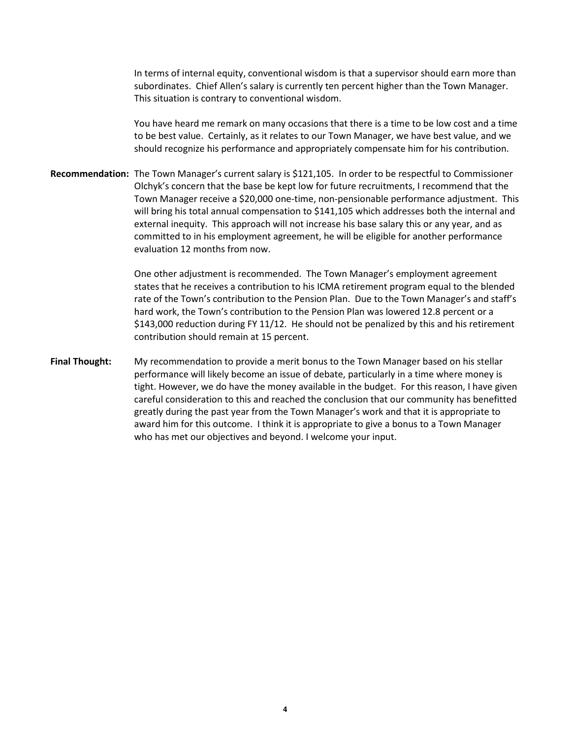In terms of internal equity, conventional wisdom is that a supervisor should earn more than subordinates. Chief Allen's salary is currently ten percent higher than the Town Manager. This situation is contrary to conventional wisdom.

You have heard me remark on many occasions that there is a time to be low cost and a time to be best value. Certainly, as it relates to our Town Manager, we have best value, and we should recognize his performance and appropriately compensate him for his contribution.

**Recommendation:** The Town Manager's current salary is $121,105. In order to be respectful to Commissioner Olchyk's concern that the base be kept low for future recruitments, I recommend that the Town Manager receive a $20,000 one-time, non-pensionable performance adjustment. This will bring his total annual compensation to $141,105 which addresses both the internal and external inequity. This approach will not increase his base salary this or any year, and as committed to in his employment agreement, he will be eligible for another performance evaluation 12 months from now.

One other adjustment is recommended. The Town Manager's employment agreement states that he receives a contribution to his ICMA retirement program equal to the blended rate of the Town's contribution to the Pension Plan. Due to the Town Manager's and staff's hard work, the Town's contribution to the Pension Plan was lowered 12.8 percent or a $143,000 reduction during FY 11/12. He should not be penalized by this and his retirement contribution should remain at 15 percent.

**Final Thought:** My recommendation to provide a merit bonus to the Town Manager based on his stellar performance will likely become an issue of debate, particularly in a time where money is tight. However, we do have the money available in the budget. For this reason, I have given careful consideration to this and reached the conclusion that our community has benefitted greatly during the past year from the Town Manager's work and that it is appropriate to award him for this outcome. I think it is appropriate to give a bonus to a Town Manager who has met our objectives and beyond. I welcome your input.